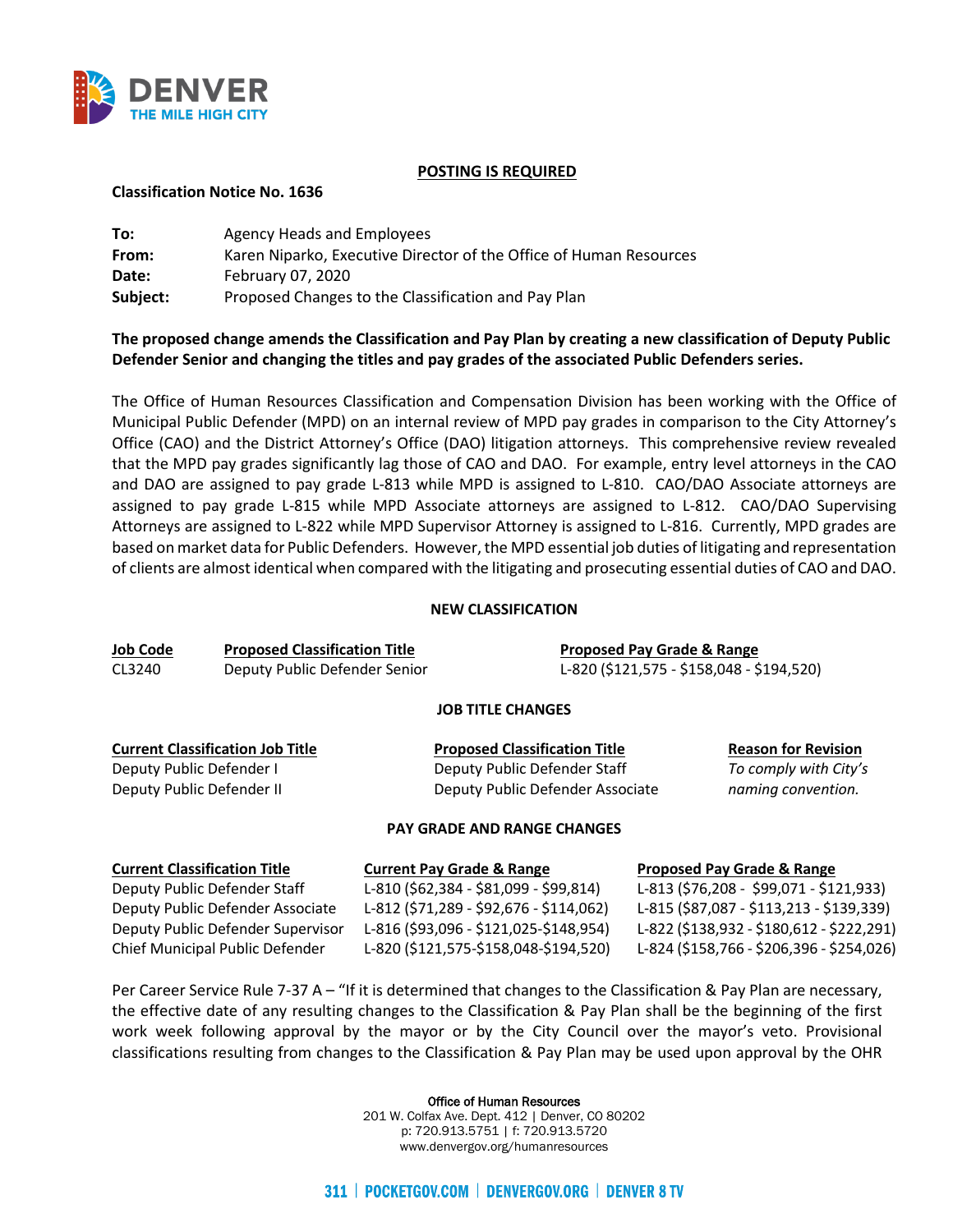**POSTING IS REQUIRED**

**Classification Notice No. 1636**

| | |
|---|---|
| **To:** | Agency Heads and Employees |
| **From:** | Karen Niparko, Executive Director of the Office of Human Resources |
| **Date:** | February 07, 2020 |
| **Subject:** | Proposed Changes to the Classification and Pay Plan |

**The proposed change amends the Classification and Pay Plan by creating a new classification of Deputy Public Defender Senior and changing the titles and pay grades of the associated Public Defenders series.**

The Office of Human Resources Classification and Compensation Division has been working with the Office of Municipal Public Defender (MPD) on an internal review of MPD pay grades in comparison to the City Attorney's Office (CAO) and the District Attorney's Office (DAO) litigation attorneys. This comprehensive review revealed that the MPD pay grades significantly lag those of CAO and DAO. For example, entry level attorneys in the CAO and DAO are assigned to pay grade L-813 while MPD is assigned to L-810. CAO/DAO Associate attorneys are assigned to pay grade L-815 while MPD Associate attorneys are assigned to L-812. CAO/DAO Supervising Attorneys are assigned to L-822 while MPD Supervisor Attorney is assigned to L-816. Currently, MPD grades are based on market data for Public Defenders. However, the MPD essential job duties of litigating and representation of clients are almost identical when compared with the litigating and prosecuting essential duties of CAO and DAO.

**NEW CLASSIFICATION**

| Job Code | Proposed Classification Title | Proposed Pay Grade & Range |
|---|---|---|
| CL3240 | Deputy Public Defender Senior | L-820 ($121,575 - $158,048 - $194,520) |

**JOB TITLE CHANGES**

| Current Classification Job Title | Proposed Classification Title | Reason for Revision |
|---|---|---|
| Deputy Public Defender I | Deputy Public Defender Staff | *To comply with City's naming convention.* |
| Deputy Public Defender II | Deputy Public Defender Associate | |

**PAY GRADE AND RANGE CHANGES**

| Current Classification Title | Current Pay Grade & Range | Proposed Pay Grade & Range |
|---|---|---|
| Deputy Public Defender Staff | L-810 ($62,384 - $81,099 - $99,814) | L-813 ($76,208 - $99,071 - $121,933) |
| Deputy Public Defender Associate | L-812 ($71,289 - $92,676 - $114,062) | L-815 ($87,087 - $113,213 - $139,339) |
| Deputy Public Defender Supervisor | L-816 ($93,096 - $121,025-$148,954) | L-822 ($138,932 - $180,612 - $222,291) |
| Chief Municipal Public Defender | L-820 ($121,575-$158,048-$194,520) | L-824 ($158,766 - $206,396 - $254,026) |

Per Career Service Rule 7-37 A – "If it is determined that changes to the Classification & Pay Plan are necessary, the effective date of any resulting changes to the Classification & Pay Plan shall be the beginning of the first work week following approval by the mayor or by the City Council over the mayor's veto. Provisional classifications resulting from changes to the Classification & Pay Plan may be used upon approval by the OHR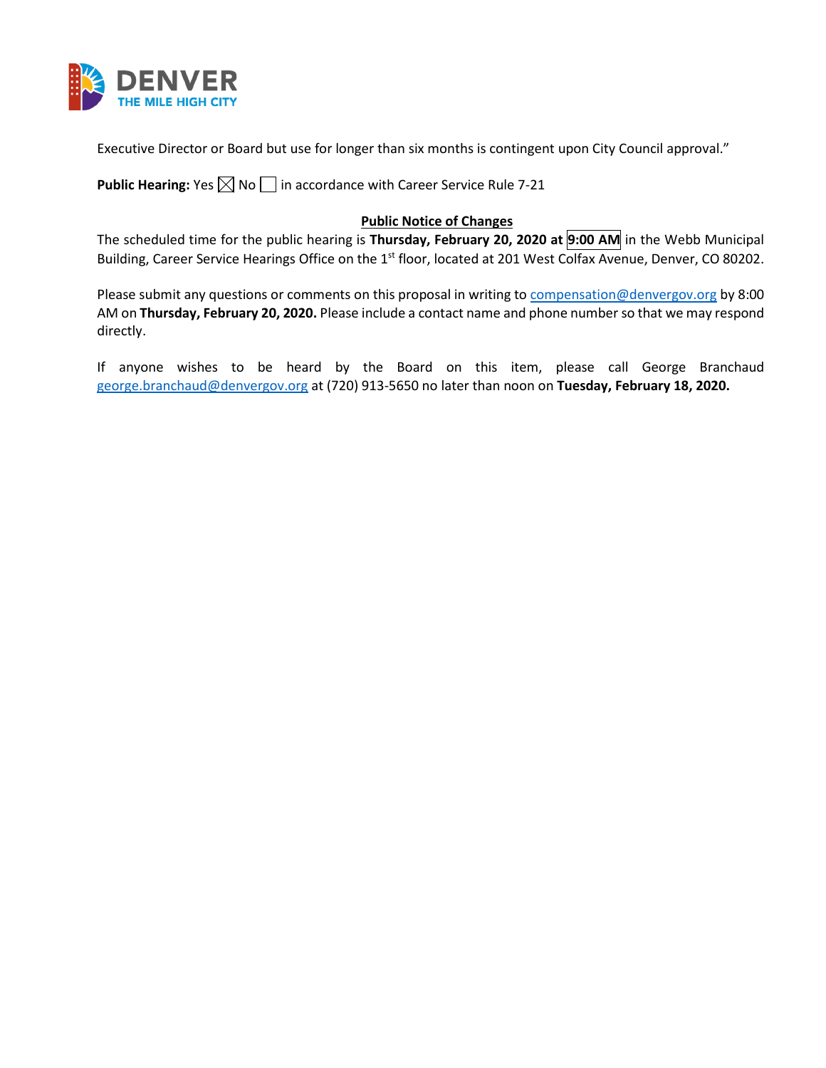Executive Director or Board but use for longer than six months is contingent upon City Council approval."

**Public Hearing:** Yes ☒ No ☐ in accordance with Career Service Rule 7-21

**Public Notice of Changes**

The scheduled time for the public hearing is **Thursday, February 20, 2020 at 9:00 AM** in the Webb Municipal Building, Career Service Hearings Office on the 1st floor, located at 201 West Colfax Avenue, Denver, CO 80202.

Please submit any questions or comments on this proposal in writing to compensation@denvergov.org by 8:00 AM on **Thursday, February 20, 2020.** Please include a contact name and phone number so that we may respond directly.

If anyone wishes to be heard by the Board on this item, please call George Branchaud george.branchaud@denvergov.org at (720) 913-5650 no later than noon on **Tuesday, February 18, 2020.**